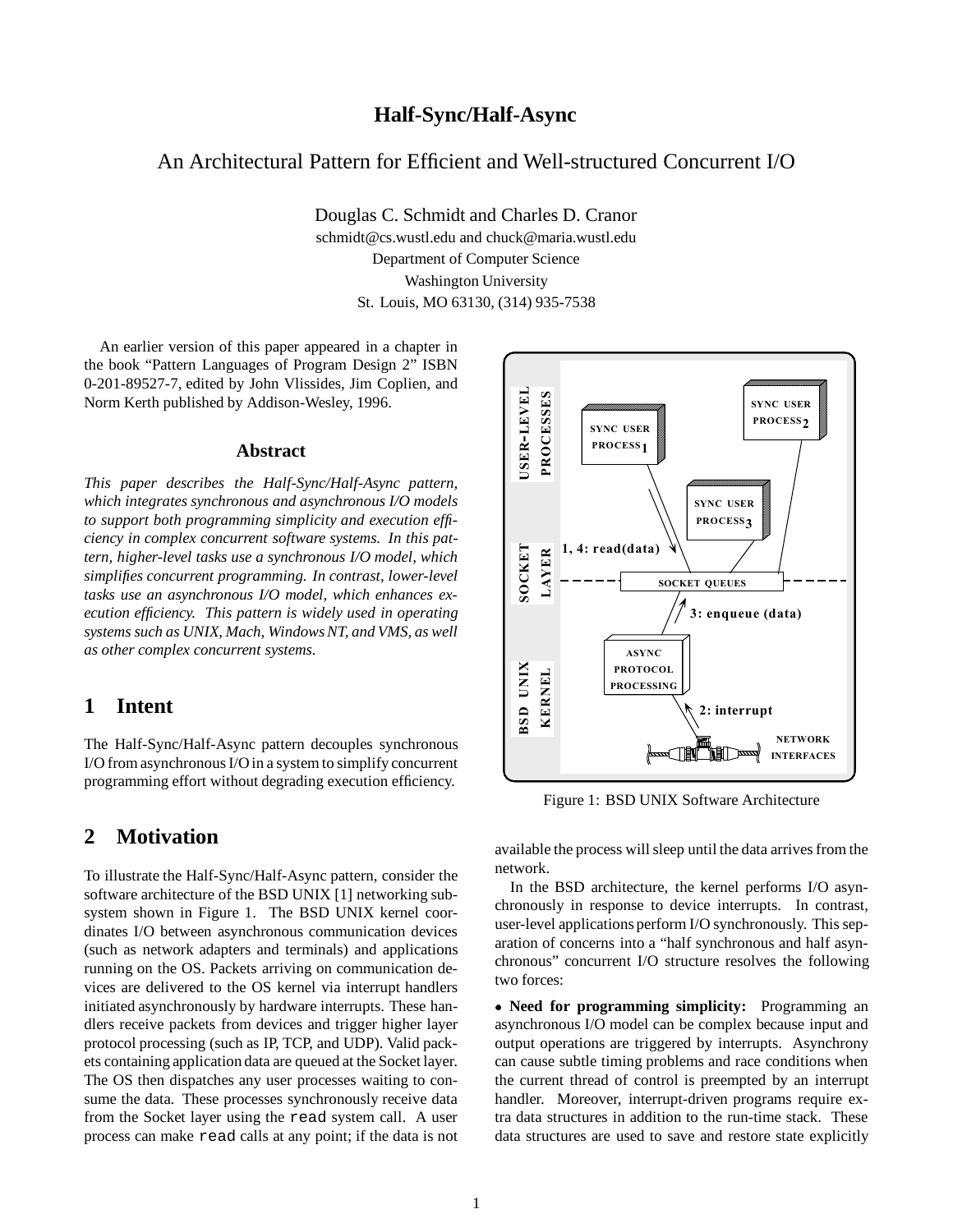# Half-Sync/Half-Async

## An Architectural Pattern for Efficient and Well-structured Concurrent I/O

Douglas C. Schmidt and Charles D. Cranor
schmidt@cs.wustl.edu and chuck@maria.wustl.edu
Department of Computer Science
Washington University
St. Louis, MO 63130, (314) 935-7538

An earlier version of this paper appeared in a chapter in the book "Pattern Languages of Program Design 2" ISBN 0-201-89527-7, edited by John Vlissides, Jim Coplien, and Norm Kerth published by Addison-Wesley, 1996.

### Abstract

*This paper describes the Half-Sync/Half-Async pattern, which integrates synchronous and asynchronous I/O models to support both programming simplicity and execution efficiency in complex concurrent software systems. In this pattern, higher-level tasks use a synchronous I/O model, which simplifies concurrent programming. In contrast, lower-level tasks use an asynchronous I/O model, which enhances execution efficiency. This pattern is widely used in operating systems such as UNIX, Mach, Windows NT, and VMS, as well as other complex concurrent systems.*

## 1 Intent

The Half-Sync/Half-Async pattern decouples synchronous I/O from asynchronous I/O in a system to simplify concurrent programming effort without degrading execution efficiency.

## 2 Motivation

To illustrate the Half-Sync/Half-Async pattern, consider the software architecture of the BSD UNIX [1] networking subsystem shown in Figure 1. The BSD UNIX kernel coordinates I/O between asynchronous communication devices (such as network adapters and terminals) and applications running on the OS. Packets arriving on communication devices are delivered to the OS kernel via interrupt handlers initiated asynchronously by hardware interrupts. These handlers receive packets from devices and trigger higher layer protocol processing (such as IP, TCP, and UDP). Valid packets containing application data are queued at the Socket layer. The OS then dispatches any user processes waiting to consume the data. These processes synchronously receive data from the Socket layer using the `read` system call. A user process can make `read` calls at any point; if the data is not available the process will sleep until the data arrives from the network.

USER-LEVEL PROCESSES | SYNC USER PROCESS 1 | SYNC USER PROCESS 2 | SYNC USER PROCESS 3 | SOCKET LAYER | 1, 4: read(data) | SOCKET QUEUES | 3: enqueue (data) | BSD UNIX KERNEL | ASYNC PROTOCOL PROCESSING | 2: interrupt | NETWORK INTERFACES

Figure 1: BSD UNIX Software Architecture

In the BSD architecture, the kernel performs I/O asynchronously in response to device interrupts. In contrast, user-level applications perform I/O synchronously. This separation of concerns into a "half synchronous and half asynchronous" concurrent I/O structure resolves the following two forces:

- **Need for programming simplicity:** Programming an asynchronous I/O model can be complex because input and output operations are triggered by interrupts. Asynchrony can cause subtle timing problems and race conditions when the current thread of control is preempted by an interrupt handler. Moreover, interrupt-driven programs require extra data structures in addition to the run-time stack. These data structures are used to save and restore state explicitly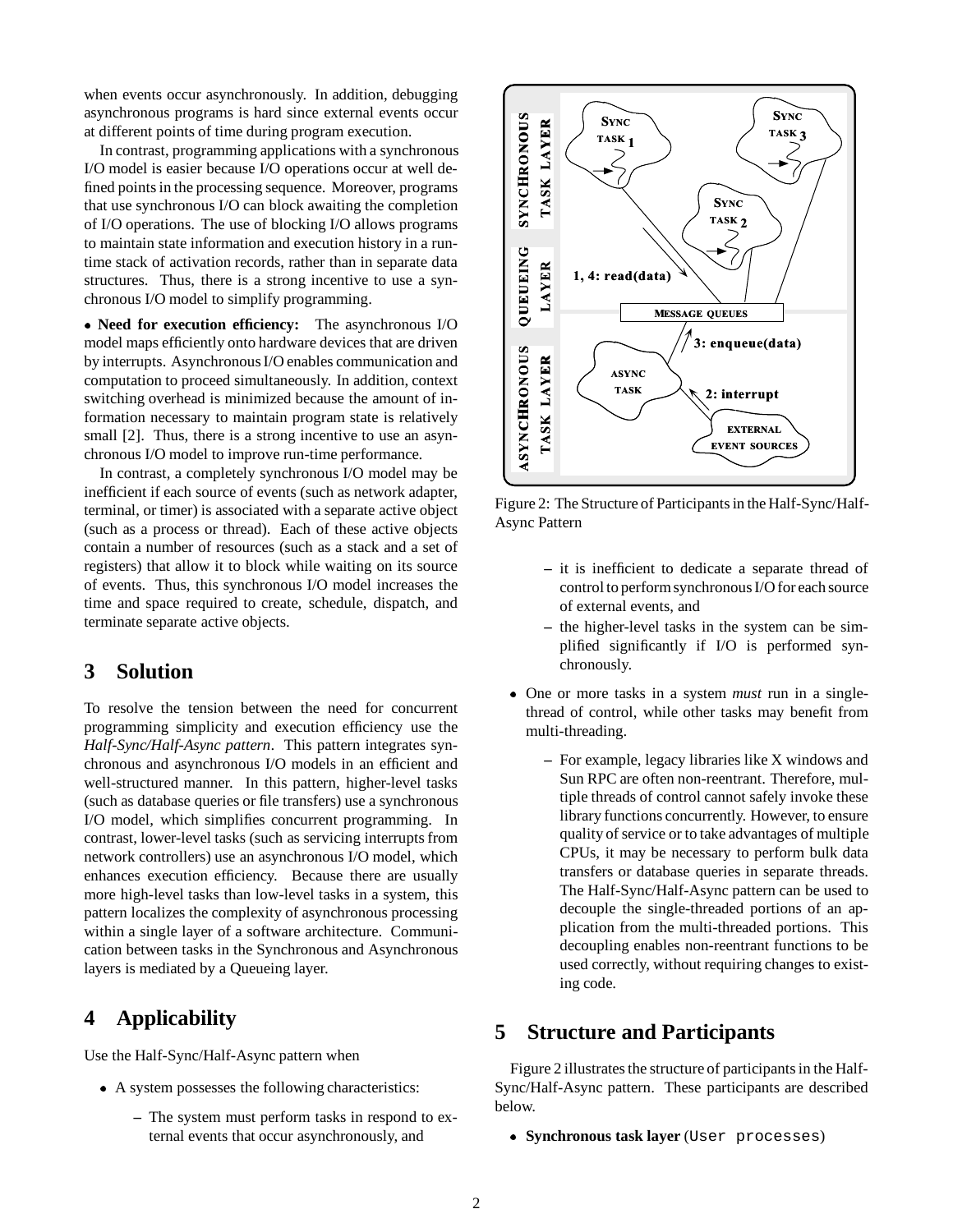when events occur asynchronously. In addition, debugging asynchronous programs is hard since external events occur at different points of time during program execution.

In contrast, programming applications with a synchronous I/O model is easier because I/O operations occur at well defined points in the processing sequence. Moreover, programs that use synchronous I/O can block awaiting the completion of I/O operations. The use of blocking I/O allows programs to maintain state information and execution history in a run-time stack of activation records, rather than in separate data structures. Thus, there is a strong incentive to use a synchronous I/O model to simplify programming.

- **Need for execution efficiency:** The asynchronous I/O model maps efficiently onto hardware devices that are driven by interrupts. Asynchronous I/O enables communication and computation to proceed simultaneously. In addition, context switching overhead is minimized because the amount of information necessary to maintain program state is relatively small [2]. Thus, there is a strong incentive to use an asynchronous I/O model to improve run-time performance.

In contrast, a completely synchronous I/O model may be inefficient if each source of events (such as network adapter, terminal, or timer) is associated with a separate active object (such as a process or thread). Each of these active objects contain a number of resources (such as a stack and a set of registers) that allow it to block while waiting on its source of events. Thus, this synchronous I/O model increases the time and space required to create, schedule, dispatch, and terminate separate active objects.

## 3 Solution

To resolve the tension between the need for concurrent programming simplicity and execution efficiency use the *Half-Sync/Half-Async pattern*. This pattern integrates synchronous and asynchronous I/O models in an efficient and well-structured manner. In this pattern, higher-level tasks (such as database queries or file transfers) use a synchronous I/O model, which simplifies concurrent programming. In contrast, lower-level tasks (such as servicing interrupts from network controllers) use an asynchronous I/O model, which enhances execution efficiency. Because there are usually more high-level tasks than low-level tasks in a system, this pattern localizes the complexity of asynchronous processing within a single layer of a software architecture. Communication between tasks in the Synchronous and Asynchronous layers is mediated by a Queueing layer.

## 4 Applicability

Use the Half-Sync/Half-Async pattern when

- A system possesses the following characteristics:
  - The system must perform tasks in respond to external events that occur asynchronously, and
  - it is inefficient to dedicate a separate thread of control to perform synchronous I/O for each source of external events, and
  - the higher-level tasks in the system can be simplified significantly if I/O is performed synchronously.
- One or more tasks in a system *must* run in a single-thread of control, while other tasks may benefit from multi-threading.
  - For example, legacy libraries like X windows and Sun RPC are often non-reentrant. Therefore, multiple threads of control cannot safely invoke these library functions concurrently. However, to ensure quality of service or to take advantages of multiple CPUs, it may be necessary to perform bulk data transfers or database queries in separate threads. The Half-Sync/Half-Async pattern can be used to decouple the single-threaded portions of an application from the multi-threaded portions. This decoupling enables non-reentrant functions to be used correctly, without requiring changes to existing code.

Figure 2: The Structure of Participants in the Half-Sync/Half-Async Pattern

## 5 Structure and Participants

Figure 2 illustrates the structure of participants in the Half-Sync/Half-Async pattern. These participants are described below.

- **Synchronous task layer** (`User processes`)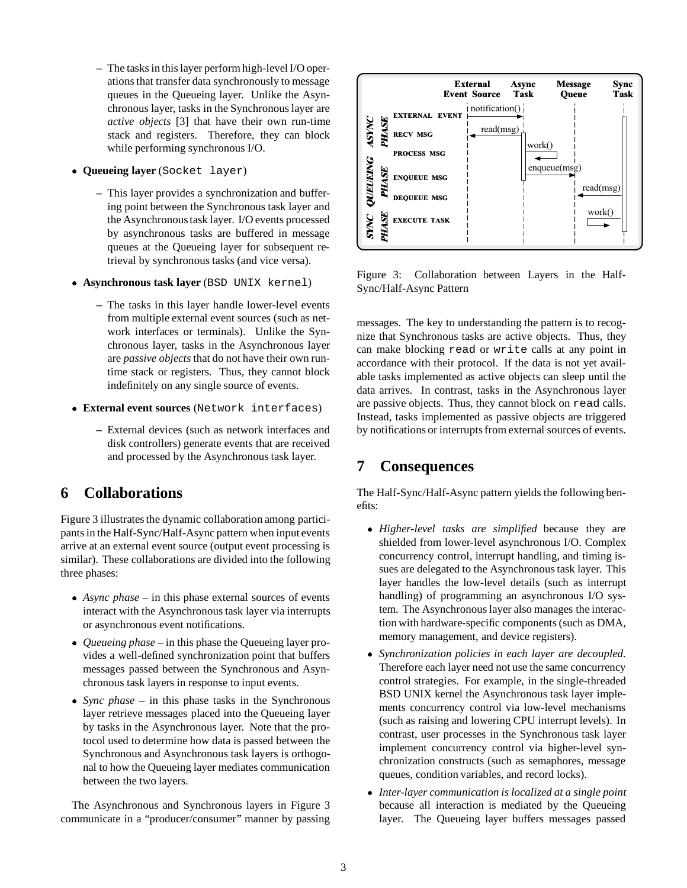– The tasks in this layer perform high-level I/O operations that transfer data synchronously to message queues in the Queueing layer. Unlike the Asynchronous layer, tasks in the Synchronous layer are *active objects* [3] that have their own run-time stack and registers. Therefore, they can block while performing synchronous I/O.

- **Queueing layer** (`Socket layer`)
  - This layer provides a synchronization and buffering point between the Synchronous task layer and the Asynchronous task layer. I/O events processed by asynchronous tasks are buffered in message queues at the Queueing layer for subsequent retrieval by synchronous tasks (and vice versa).
- **Asynchronous task layer** (`BSD UNIX kernel`)
  - The tasks in this layer handle lower-level events from multiple external event sources (such as network interfaces or terminals). Unlike the Synchronous layer, tasks in the Asynchronous layer are *passive objects* that do not have their own runtime stack or registers. Thus, they cannot block indefinitely on any single source of events.
- **External event sources** (`Network interfaces`)
  - External devices (such as network interfaces and disk controllers) generate events that are received and processed by the Asynchronous task layer.

## 6 Collaborations

Figure 3 illustrates the dynamic collaboration among participants in the Half-Sync/Half-Async pattern when input events arrive at an external event source (output event processing is similar). These collaborations are divided into the following three phases:

- *Async phase* – in this phase external sources of events interact with the Asynchronous task layer via interrupts or asynchronous event notifications.
- *Queueing phase* – in this phase the Queueing layer provides a well-defined synchronization point that buffers messages passed between the Synchronous and Asynchronous task layers in response to input events.
- *Sync phase* – in this phase tasks in the Synchronous layer retrieve messages placed into the Queueing layer by tasks in the Asynchronous layer. Note that the protocol used to determine how data is passed between the Synchronous and Asynchronous task layers is orthogonal to how the Queueing layer mediates communication between the two layers.

The Asynchronous and Synchronous layers in Figure 3 communicate in a "producer/consumer" manner by passing messages. The key to understanding the pattern is to recognize that Synchronous tasks are active objects. Thus, they can make blocking `read` or `write` calls at any point in accordance with their protocol. If the data is not yet available tasks implemented as active objects can sleep until the data arrives. In contrast, tasks in the Asynchronous layer are passive objects. Thus, they cannot block on `read` calls. Instead, tasks implemented as passive objects are triggered by notifications or interrupts from external sources of events.

Figure 3: Collaboration between Layers in the Half-Sync/Half-Async Pattern

## 7 Consequences

The Half-Sync/Half-Async pattern yields the following benefits:

- *Higher-level tasks are simplified* because they are shielded from lower-level asynchronous I/O. Complex concurrency control, interrupt handling, and timing issues are delegated to the Asynchronous task layer. This layer handles the low-level details (such as interrupt handling) of programming an asynchronous I/O system. The Asynchronous layer also manages the interaction with hardware-specific components (such as DMA, memory management, and device registers).
- *Synchronization policies in each layer are decoupled.* Therefore each layer need not use the same concurrency control strategies. For example, in the single-threaded BSD UNIX kernel the Asynchronous task layer implements concurrency control via low-level mechanisms (such as raising and lowering CPU interrupt levels). In contrast, user processes in the Synchronous task layer implement concurrency control via higher-level synchronization constructs (such as semaphores, message queues, condition variables, and record locks).
- *Inter-layer communication is localized at a single point* because all interaction is mediated by the Queueing layer. The Queueing layer buffers messages passed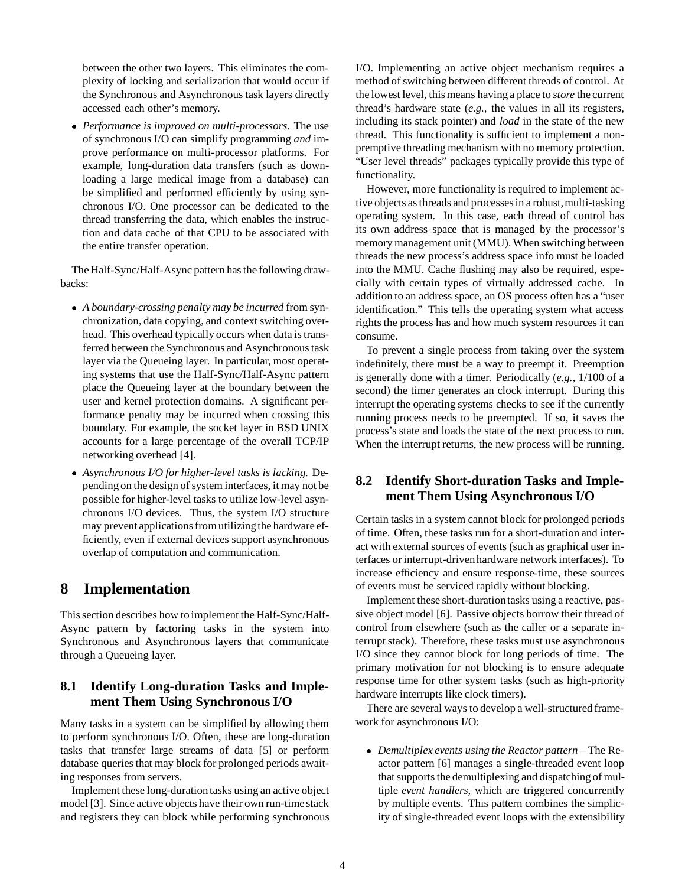between the other two layers. This eliminates the complexity of locking and serialization that would occur if the Synchronous and Asynchronous task layers directly accessed each other's memory.

- *Performance is improved on multi-processors.* The use of synchronous I/O can simplify programming *and* improve performance on multi-processor platforms. For example, long-duration data transfers (such as downloading a large medical image from a database) can be simplified and performed efficiently by using synchronous I/O. One processor can be dedicated to the thread transferring the data, which enables the instruction and data cache of that CPU to be associated with the entire transfer operation.

The Half-Sync/Half-Async pattern has the following drawbacks:

- *A boundary-crossing penalty may be incurred* from synchronization, data copying, and context switching overhead. This overhead typically occurs when data is transferred between the Synchronous and Asynchronous task layer via the Queueing layer. In particular, most operating systems that use the Half-Sync/Half-Async pattern place the Queueing layer at the boundary between the user and kernel protection domains. A significant performance penalty may be incurred when crossing this boundary. For example, the socket layer in BSD UNIX accounts for a large percentage of the overall TCP/IP networking overhead [4].

- *Asynchronous I/O for higher-level tasks is lacking.* Depending on the design of system interfaces, it may not be possible for higher-level tasks to utilize low-level asynchronous I/O devices. Thus, the system I/O structure may prevent applications from utilizing the hardware efficiently, even if external devices support asynchronous overlap of computation and communication.

# 8 Implementation

This section describes how to implement the Half-Sync/Half-Async pattern by factoring tasks in the system into Synchronous and Asynchronous layers that communicate through a Queueing layer.

## 8.1 Identify Long-duration Tasks and Implement Them Using Synchronous I/O

Many tasks in a system can be simplified by allowing them to perform synchronous I/O. Often, these are long-duration tasks that transfer large streams of data [5] or perform database queries that may block for prolonged periods awaiting responses from servers.

Implement these long-duration tasks using an active object model [3]. Since active objects have their own run-time stack and registers they can block while performing synchronous I/O. Implementing an active object mechanism requires a method of switching between different threads of control. At the lowest level, this means having a place to *store* the current thread's hardware state (*e.g.,* the values in all its registers, including its stack pointer) and *load* in the state of the new thread. This functionality is sufficient to implement a non-premptive threading mechanism with no memory protection. "User level threads" packages typically provide this type of functionality.

However, more functionality is required to implement active objects as threads and processes in a robust, multi-tasking operating system. In this case, each thread of control has its own address space that is managed by the processor's memory management unit (MMU). When switching between threads the new process's address space info must be loaded into the MMU. Cache flushing may also be required, especially with certain types of virtually addressed cache. In addition to an address space, an OS process often has a "user identification." This tells the operating system what access rights the process has and how much system resources it can consume.

To prevent a single process from taking over the system indefinitely, there must be a way to preempt it. Preemption is generally done with a timer. Periodically (*e.g.,* 1/100 of a second) the timer generates an clock interrupt. During this interrupt the operating systems checks to see if the currently running process needs to be preempted. If so, it saves the process's state and loads the state of the next process to run. When the interrupt returns, the new process will be running.

## 8.2 Identify Short-duration Tasks and Implement Them Using Asynchronous I/O

Certain tasks in a system cannot block for prolonged periods of time. Often, these tasks run for a short-duration and interact with external sources of events (such as graphical user interfaces or interrupt-driven hardware network interfaces). To increase efficiency and ensure response-time, these sources of events must be serviced rapidly without blocking.

Implement these short-duration tasks using a reactive, passive object model [6]. Passive objects borrow their thread of control from elsewhere (such as the caller or a separate interrupt stack). Therefore, these tasks must use asynchronous I/O since they cannot block for long periods of time. The primary motivation for not blocking is to ensure adequate response time for other system tasks (such as high-priority hardware interrupts like clock timers).

There are several ways to develop a well-structured framework for asynchronous I/O:

- *Demultiplex events using the Reactor pattern* – The Reactor pattern [6] manages a single-threaded event loop that supports the demultiplexing and dispatching of multiple *event handlers*, which are triggered concurrently by multiple events. This pattern combines the simplicity of single-threaded event loops with the extensibility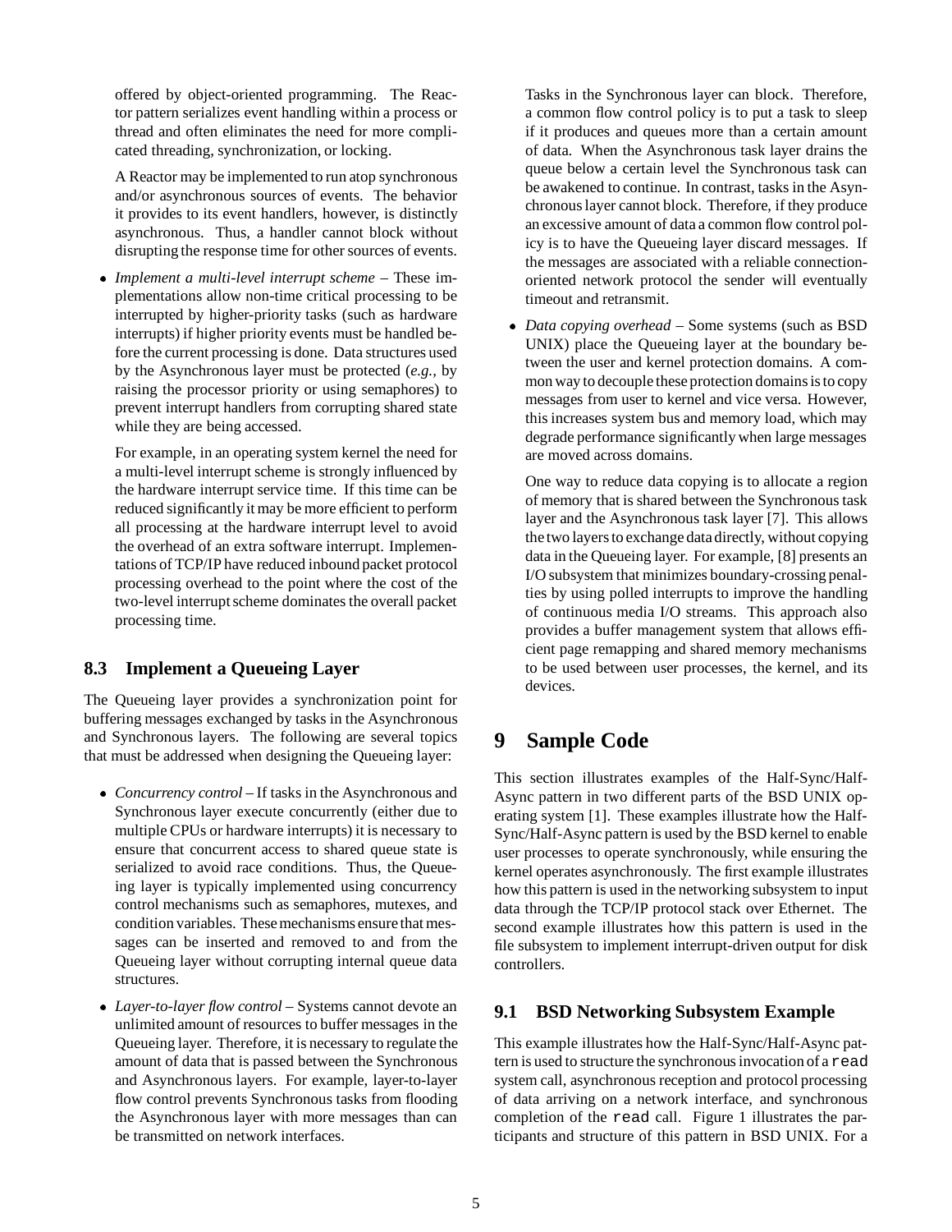offered by object-oriented programming. The Reactor pattern serializes event handling within a process or thread and often eliminates the need for more complicated threading, synchronization, or locking.

A Reactor may be implemented to run atop synchronous and/or asynchronous sources of events. The behavior it provides to its event handlers, however, is distinctly asynchronous. Thus, a handler cannot block without disrupting the response time for other sources of events.

- *Implement a multi-level interrupt scheme* – These implementations allow non-time critical processing to be interrupted by higher-priority tasks (such as hardware interrupts) if higher priority events must be handled before the current processing is done. Data structures used by the Asynchronous layer must be protected (*e.g.,* by raising the processor priority or using semaphores) to prevent interrupt handlers from corrupting shared state while they are being accessed.

  For example, in an operating system kernel the need for a multi-level interrupt scheme is strongly influenced by the hardware interrupt service time. If this time can be reduced significantly it may be more efficient to perform all processing at the hardware interrupt level to avoid the overhead of an extra software interrupt. Implementations of TCP/IP have reduced inbound packet protocol processing overhead to the point where the cost of the two-level interrupt scheme dominates the overall packet processing time.

### 8.3 Implement a Queueing Layer

The Queueing layer provides a synchronization point for buffering messages exchanged by tasks in the Asynchronous and Synchronous layers. The following are several topics that must be addressed when designing the Queueing layer:

- *Concurrency control* – If tasks in the Asynchronous and Synchronous layer execute concurrently (either due to multiple CPUs or hardware interrupts) it is necessary to ensure that concurrent access to shared queue state is serialized to avoid race conditions. Thus, the Queueing layer is typically implemented using concurrency control mechanisms such as semaphores, mutexes, and condition variables. These mechanisms ensure that messages can be inserted and removed to and from the Queueing layer without corrupting internal queue data structures.

- *Layer-to-layer flow control* – Systems cannot devote an unlimited amount of resources to buffer messages in the Queueing layer. Therefore, it is necessary to regulate the amount of data that is passed between the Synchronous and Asynchronous layers. For example, layer-to-layer flow control prevents Synchronous tasks from flooding the Asynchronous layer with more messages than can be transmitted on network interfaces.

  Tasks in the Synchronous layer can block. Therefore, a common flow control policy is to put a task to sleep if it produces and queues more than a certain amount of data. When the Asynchronous task layer drains the queue below a certain level the Synchronous task can be awakened to continue. In contrast, tasks in the Asynchronous layer cannot block. Therefore, if they produce an excessive amount of data a common flow control policy is to have the Queueing layer discard messages. If the messages are associated with a reliable connection-oriented network protocol the sender will eventually timeout and retransmit.

- *Data copying overhead* – Some systems (such as BSD UNIX) place the Queueing layer at the boundary between the user and kernel protection domains. A common way to decouple these protection domains is to copy messages from user to kernel and vice versa. However, this increases system bus and memory load, which may degrade performance significantly when large messages are moved across domains.

  One way to reduce data copying is to allocate a region of memory that is shared between the Synchronous task layer and the Asynchronous task layer [7]. This allows the two layers to exchange data directly, without copying data in the Queueing layer. For example, [8] presents an I/O subsystem that minimizes boundary-crossing penalties by using polled interrupts to improve the handling of continuous media I/O streams. This approach also provides a buffer management system that allows efficient page remapping and shared memory mechanisms to be used between user processes, the kernel, and its devices.

## 9 Sample Code

This section illustrates examples of the Half-Sync/Half-Async pattern in two different parts of the BSD UNIX operating system [1]. These examples illustrate how the Half-Sync/Half-Async pattern is used by the BSD kernel to enable user processes to operate synchronously, while ensuring the kernel operates asynchronously. The first example illustrates how this pattern is used in the networking subsystem to input data through the TCP/IP protocol stack over Ethernet. The second example illustrates how this pattern is used in the file subsystem to implement interrupt-driven output for disk controllers.

### 9.1 BSD Networking Subsystem Example

This example illustrates how the Half-Sync/Half-Async pattern is used to structure the synchronous invocation of a `read` system call, asynchronous reception and protocol processing of data arriving on a network interface, and synchronous completion of the `read` call. Figure 1 illustrates the participants and structure of this pattern in BSD UNIX. For a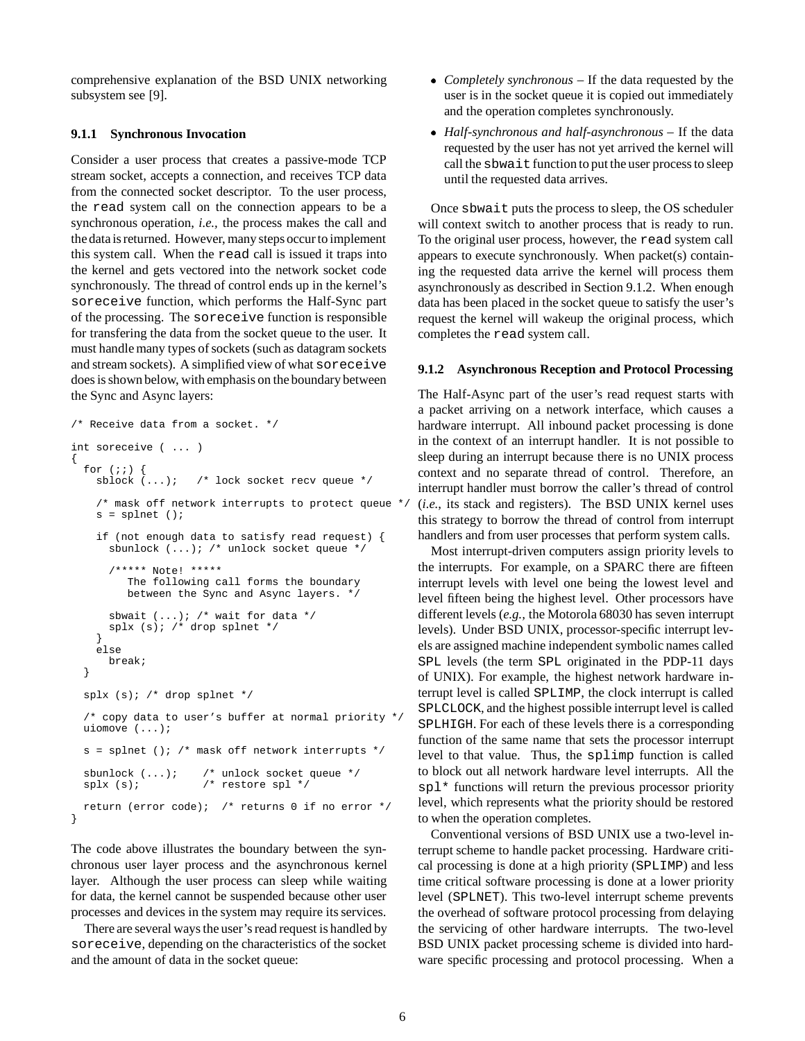comprehensive explanation of the BSD UNIX networking subsystem see [9].

#### 9.1.1 Synchronous Invocation

Consider a user process that creates a passive-mode TCP stream socket, accepts a connection, and receives TCP data from the connected socket descriptor. To the user process, the `read` system call on the connection appears to be a synchronous operation, *i.e.,* the process makes the call and the data is returned. However, many steps occur to implement this system call. When the `read` call is issued it traps into the kernel and gets vectored into the network socket code synchronously. The thread of control ends up in the kernel's `soreceive` function, which performs the Half-Sync part of the processing. The `soreceive` function is responsible for transfering the data from the socket queue to the user. It must handle many types of sockets (such as datagram sockets and stream sockets). A simplified view of what `soreceive` does is shown below, with emphasis on the boundary between the Sync and Async layers:

```
/* Receive data from a socket. */

int soreceive ( ... )
{
  for (;;) {
    sblock (...);   /* lock socket recv queue */

    /* mask off network interrupts to protect queue */
    s = splnet ();

    if (not enough data to satisfy read request) {
      sbunlock (...); /* unlock socket queue */

      /***** Note! *****
         The following call forms the boundary
         between the Sync and Async layers. */

      sbwait (...); /* wait for data */
      splx (s); /* drop splnet */
    }
    else
      break;
  }

  splx (s); /* drop splnet */

  /* copy data to user's buffer at normal priority */
  uiomove (...);

  s = splnet (); /* mask off network interrupts */

  sbunlock (...);    /* unlock socket queue */
  splx (s);          /* restore spl */

  return (error code);  /* returns 0 if no error */
}
```

The code above illustrates the boundary between the synchronous user layer process and the asynchronous kernel layer. Although the user process can sleep while waiting for data, the kernel cannot be suspended because other user processes and devices in the system may require its services.

There are several ways the user's read request is handled by `soreceive`, depending on the characteristics of the socket and the amount of data in the socket queue:

- *Completely synchronous* – If the data requested by the user is in the socket queue it is copied out immediately and the operation completes synchronously.
- *Half-synchronous and half-asynchronous* – If the data requested by the user has not yet arrived the kernel will call the `sbwait` function to put the user process to sleep until the requested data arrives.

Once `sbwait` puts the process to sleep, the OS scheduler will context switch to another process that is ready to run. To the original user process, however, the `read` system call appears to execute synchronously. When packet(s) containing the requested data arrive the kernel will process them asynchronously as described in Section 9.1.2. When enough data has been placed in the socket queue to satisfy the user's request the kernel will wakeup the original process, which completes the `read` system call.

#### 9.1.2 Asynchronous Reception and Protocol Processing

The Half-Async part of the user's read request starts with a packet arriving on a network interface, which causes a hardware interrupt. All inbound packet processing is done in the context of an interrupt handler. It is not possible to sleep during an interrupt because there is no UNIX process context and no separate thread of control. Therefore, an interrupt handler must borrow the caller's thread of control (*i.e.*, its stack and registers). The BSD UNIX kernel uses this strategy to borrow the thread of control from interrupt handlers and from user processes that perform system calls.

Most interrupt-driven computers assign priority levels to the interrupts. For example, on a SPARC there are fifteen interrupt levels with level one being the lowest level and level fifteen being the highest level. Other processors have different levels (*e.g.,* the Motorola 68030 has seven interrupt levels). Under BSD UNIX, processor-specific interrupt levels are assigned machine independent symbolic names called `SPL` levels (the term `SPL` originated in the PDP-11 days of UNIX). For example, the highest network hardware interrupt level is called `SPLIMP`, the clock interrupt is called `SPLCLOCK`, and the highest possible interrupt level is called `SPLHIGH`. For each of these levels there is a corresponding function of the same name that sets the processor interrupt level to that value. Thus, the `splimp` function is called to block out all network hardware level interrupts. All the `spl*` functions will return the previous processor priority level, which represents what the priority should be restored to when the operation completes.

Conventional versions of BSD UNIX use a two-level interrupt scheme to handle packet processing. Hardware critical processing is done at a high priority (`SPLIMP`) and less time critical software processing is done at a lower priority level (`SPLNET`). This two-level interrupt scheme prevents the overhead of software protocol processing from delaying the servicing of other hardware interrupts. The two-level BSD UNIX packet processing scheme is divided into hardware specific processing and protocol processing. When a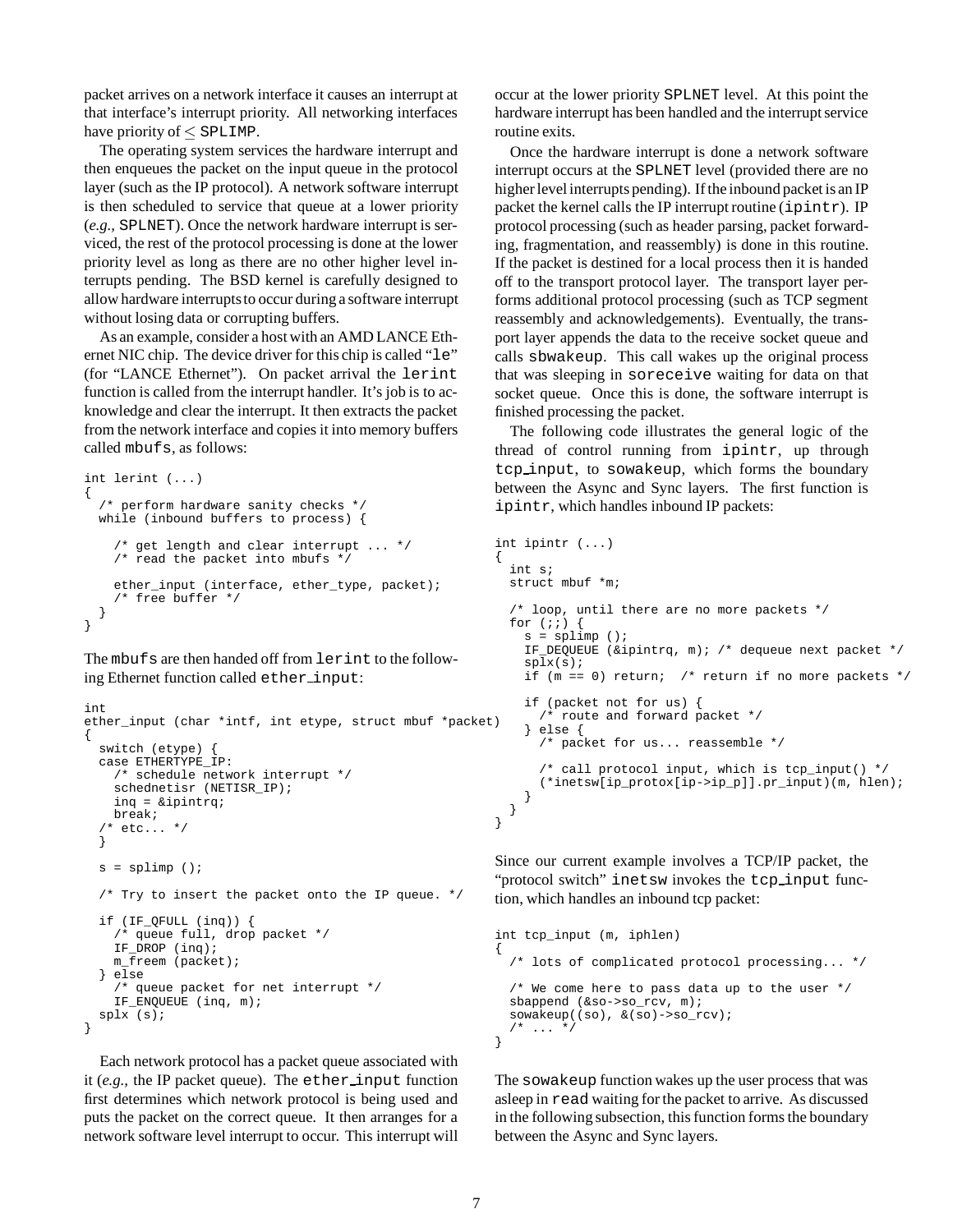packet arrives on a network interface it causes an interrupt at that interface's interrupt priority. All networking interfaces have priority of $\leq$ SPLIMP.

The operating system services the hardware interrupt and then enqueues the packet on the input queue in the protocol layer (such as the IP protocol). A network software interrupt is then scheduled to service that queue at a lower priority (*e.g.,* SPLNET). Once the network hardware interrupt is serviced, the rest of the protocol processing is done at the lower priority level as long as there are no other higher level interrupts pending. The BSD kernel is carefully designed to allow hardware interrupts to occur during a software interrupt without losing data or corrupting buffers.

As an example, consider a host with an AMD LANCE Ethernet NIC chip. The device driver for this chip is called "le" (for "LANCE Ethernet"). On packet arrival the lerint function is called from the interrupt handler. It's job is to acknowledge and clear the interrupt. It then extracts the packet from the network interface and copies it into memory buffers called mbufs, as follows:

```
int lerint (...)
{
  /* perform hardware sanity checks */
  while (inbound buffers to process) {

    /* get length and clear interrupt ... */
    /* read the packet into mbufs */

    ether_input (interface, ether_type, packet);
    /* free buffer */
  }
}
```

The mbufs are then handed off from lerint to the following Ethernet function called ether_input:

```
int
ether_input (char *intf, int etype, struct mbuf *packet)
{
  switch (etype) {
  case ETHERTYPE_IP:
    /* schedule network interrupt */
    schednetisr (NETISR_IP);
    inq = &ipintrq;
    break;
  /* etc... */
  }

  s = splimp ();

  /* Try to insert the packet onto the IP queue. */

  if (IF_QFULL (inq)) {
    /* queue full, drop packet */
    IF_DROP (inq);
    m_freem (packet);
  } else
    /* queue packet for net interrupt */
    IF_ENQUEUE (inq, m);
  splx (s);
}
```

Each network protocol has a packet queue associated with it (*e.g.,* the IP packet queue). The ether_input function first determines which network protocol is being used and puts the packet on the correct queue. It then arranges for a network software level interrupt to occur. This interrupt will occur at the lower priority SPLNET level. At this point the hardware interrupt has been handled and the interrupt service routine exits.

Once the hardware interrupt is done a network software interrupt occurs at the SPLNET level (provided there are no higher level interrupts pending). If the inbound packet is an IP packet the kernel calls the IP interrupt routine (ipintr). IP protocol processing (such as header parsing, packet forwarding, fragmentation, and reassembly) is done in this routine. If the packet is destined for a local process then it is handed off to the transport protocol layer. The transport layer performs additional protocol processing (such as TCP segment reassembly and acknowledgements). Eventually, the transport layer appends the data to the receive socket queue and calls sbwakeup. This call wakes up the original process that was sleeping in soreceive waiting for data on that socket queue. Once this is done, the software interrupt is finished processing the packet.

The following code illustrates the general logic of the thread of control running from ipintr, up through tcp_input, to sowakeup, which forms the boundary between the Async and Sync layers. The first function is ipintr, which handles inbound IP packets:

```
int ipintr (...)
{
  int s;
  struct mbuf *m;

  /* loop, until there are no more packets */
  for (;;) {
    s = splimp ();
    IF_DEQUEUE (&ipintrq, m); /* dequeue next packet */
    splx(s);
    if (m == 0) return;  /* return if no more packets */

    if (packet not for us) {
      /* route and forward packet */
    } else {
      /* packet for us... reassemble */

      /* call protocol input, which is tcp_input() */
      (*inetsw[ip_protox[ip->ip_p]].pr_input)(m, hlen);
    }
  }
}
```

Since our current example involves a TCP/IP packet, the "protocol switch" inetsw invokes the tcp_input function, which handles an inbound tcp packet:

```
int tcp_input (m, iphlen)
{
  /* lots of complicated protocol processing... */

  /* We come here to pass data up to the user */
  sbappend (&so->so_rcv, m);
  sowakeup((so), &(so)->so_rcv);
  /* ... */
}
```

The sowakeup function wakes up the user process that was asleep in read waiting for the packet to arrive. As discussed in the following subsection, this function forms the boundary between the Async and Sync layers.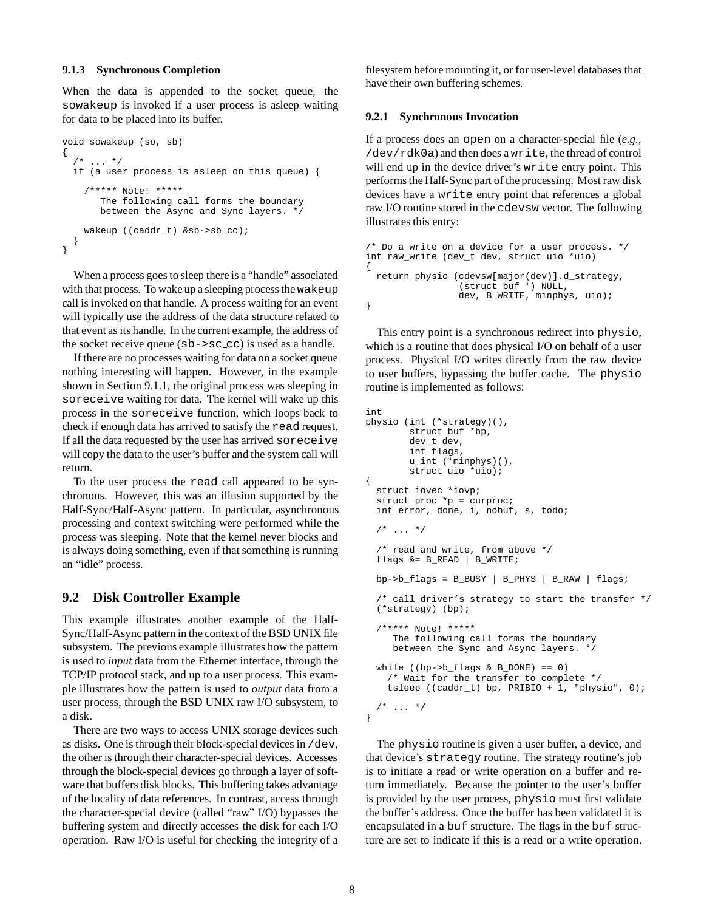### 9.1.3 Synchronous Completion

When the data is appended to the socket queue, the `sowakeup` is invoked if a user process is asleep waiting for data to be placed into its buffer.

```
void sowakeup (so, sb)
{
  /* ... */
  if (a user process is asleep on this queue) {

    /***** Note! *****
       The following call forms the boundary
       between the Async and Sync layers. */

    wakeup ((caddr_t) &sb->sb_cc);
  }
}
```

When a process goes to sleep there is a "handle" associated with that process. To wake up a sleeping process the `wakeup` call is invoked on that handle. A process waiting for an event will typically use the address of the data structure related to that event as its handle. In the current example, the address of the socket receive queue (`sb->sc_cc`) is used as a handle.

If there are no processes waiting for data on a socket queue nothing interesting will happen. However, in the example shown in Section 9.1.1, the original process was sleeping in `soreceive` waiting for data. The kernel will wake up this process in the `soreceive` function, which loops back to check if enough data has arrived to satisfy the `read` request. If all the data requested by the user has arrived `soreceive` will copy the data to the user's buffer and the system call will return.

To the user process the `read` call appeared to be synchronous. However, this was an illusion supported by the Half-Sync/Half-Async pattern. In particular, asynchronous processing and context switching were performed while the process was sleeping. Note that the kernel never blocks and is always doing something, even if that something is running an "idle" process.

## 9.2 Disk Controller Example

This example illustrates another example of the Half-Sync/Half-Async pattern in the context of the BSD UNIX file subsystem. The previous example illustrates how the pattern is used to *input* data from the Ethernet interface, through the TCP/IP protocol stack, and up to a user process. This example illustrates how the pattern is used to *output* data from a user process, through the BSD UNIX raw I/O subsystem, to a disk.

There are two ways to access UNIX storage devices such as disks. One is through their block-special devices in `/dev`, the other is through their character-special devices. Accesses through the block-special devices go through a layer of software that buffers disk blocks. This buffering takes advantage of the locality of data references. In contrast, access through the character-special device (called "raw" I/O) bypasses the buffering system and directly accesses the disk for each I/O operation. Raw I/O is useful for checking the integrity of a filesystem before mounting it, or for user-level databases that have their own buffering schemes.

### 9.2.1 Synchronous Invocation

If a process does an `open` on a character-special file (*e.g.*, `/dev/rdk0a`) and then does a `write`, the thread of control will end up in the device driver's `write` entry point. This performs the Half-Sync part of the processing. Most raw disk devices have a `write` entry point that references a global raw I/O routine stored in the `cdevsw` vector. The following illustrates this entry:

```
/* Do a write on a device for a user process. */
int raw_write (dev_t dev, struct uio *uio)
{
  return physio (cdevsw[major(dev)].d_strategy,
                 (struct buf *) NULL,
                 dev, B_WRITE, minphys, uio);
}
```

This entry point is a synchronous redirect into `physio`, which is a routine that does physical I/O on behalf of a user process. Physical I/O writes directly from the raw device to user buffers, bypassing the buffer cache. The `physio` routine is implemented as follows:

```
int
physio (int (*strategy)(),
        struct buf *bp,
        dev_t dev,
        int flags,
        u_int (*minphys)(),
        struct uio *uio);
{
  struct iovec *iovp;
  struct proc *p = curproc;
  int error, done, i, nobuf, s, todo;

  /* ... */

  /* read and write, from above */
  flags &= B_READ | B_WRITE;

  bp->b_flags = B_BUSY | B_PHYS | B_RAW | flags;

  /* call driver's strategy to start the transfer */
  (*strategy) (bp);

  /***** Note! *****
     The following call forms the boundary
     between the Sync and Async layers. */

  while ((bp->b_flags & B_DONE) == 0)
    /* Wait for the transfer to complete */
    tsleep ((caddr_t) bp, PRIBIO + 1, "physio", 0);

  /* ... */
}
```

The `physio` routine is given a user buffer, a device, and that device's `strategy` routine. The strategy routine's job is to initiate a read or write operation on a buffer and return immediately. Because the pointer to the user's buffer is provided by the user process, `physio` must first validate the buffer's address. Once the buffer has been validated it is encapsulated in a `buf` structure. The flags in the `buf` structure are set to indicate if this is a read or a write operation.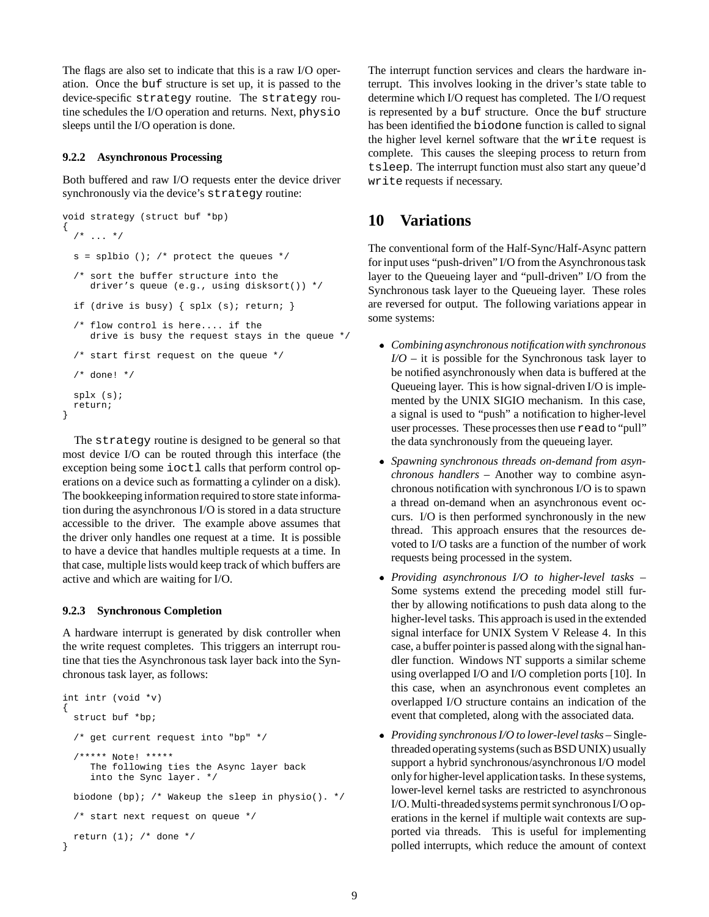The flags are also set to indicate that this is a raw I/O operation. Once the `buf` structure is set up, it is passed to the device-specific `strategy` routine. The `strategy` routine schedules the I/O operation and returns. Next, `physio` sleeps until the I/O operation is done.

#### 9.2.2 Asynchronous Processing

Both buffered and raw I/O requests enter the device driver synchronously via the device's `strategy` routine:

```
void strategy (struct buf *bp)
{
  /* ... */

  s = splbio (); /* protect the queues */

  /* sort the buffer structure into the
     driver's queue (e.g., using disksort()) */

  if (drive is busy) { splx (s); return; }

  /* flow control is here.... if the
     drive is busy the request stays in the queue */

  /* start first request on the queue */

  /* done! */

  splx (s);
  return;
}
```

The `strategy` routine is designed to be general so that most device I/O can be routed through this interface (the exception being some `ioctl` calls that perform control operations on a device such as formatting a cylinder on a disk). The bookkeeping information required to store state information during the asynchronous I/O is stored in a data structure accessible to the driver. The example above assumes that the driver only handles one request at a time. It is possible to have a device that handles multiple requests at a time. In that case, multiple lists would keep track of which buffers are active and which are waiting for I/O.

#### 9.2.3 Synchronous Completion

A hardware interrupt is generated by disk controller when the write request completes. This triggers an interrupt routine that ties the Asynchronous task layer back into the Synchronous task layer, as follows:

```
int intr (void *v)
{
  struct buf *bp;

  /* get current request into "bp" */

  /***** Note! *****
     The following ties the Async layer back
     into the Sync layer. */

  biodone (bp); /* Wakeup the sleep in physio(). */

  /* start next request on queue */

  return (1); /* done */
}
```

The interrupt function services and clears the hardware interrupt. This involves looking in the driver's state table to determine which I/O request has completed. The I/O request is represented by a `buf` structure. Once the `buf` structure has been identified the `biodone` function is called to signal the higher level kernel software that the `write` request is complete. This causes the sleeping process to return from `tsleep`. The interrupt function must also start any queue'd `write` requests if necessary.

## 10 Variations

The conventional form of the Half-Sync/Half-Async pattern for input uses "push-driven" I/O from the Asynchronous task layer to the Queueing layer and "pull-driven" I/O from the Synchronous task layer to the Queueing layer. These roles are reversed for output. The following variations appear in some systems:

- *Combining asynchronous notification with synchronous I/O* – it is possible for the Synchronous task layer to be notified asynchronously when data is buffered at the Queueing layer. This is how signal-driven I/O is implemented by the UNIX SIGIO mechanism. In this case, a signal is used to "push" a notification to higher-level user processes. These processes then use `read` to "pull" the data synchronously from the queueing layer.
- *Spawning synchronous threads on-demand from asynchronous handlers* – Another way to combine asynchronous notification with synchronous I/O is to spawn a thread on-demand when an asynchronous event occurs. I/O is then performed synchronously in the new thread. This approach ensures that the resources devoted to I/O tasks are a function of the number of work requests being processed in the system.
- *Providing asynchronous I/O to higher-level tasks* – Some systems extend the preceding model still further by allowing notifications to push data along to the higher-level tasks. This approach is used in the extended signal interface for UNIX System V Release 4. In this case, a buffer pointer is passed along with the signal handler function. Windows NT supports a similar scheme using overlapped I/O and I/O completion ports [10]. In this case, when an asynchronous event completes an overlapped I/O structure contains an indication of the event that completed, along with the associated data.
- *Providing synchronous I/O to lower-level tasks* – Single-threaded operating systems (such as BSD UNIX) usually support a hybrid synchronous/asynchronous I/O model only for higher-level application tasks. In these systems, lower-level kernel tasks are restricted to asynchronous I/O. Multi-threaded systems permit synchronous I/O operations in the kernel if multiple wait contexts are supported via threads. This is useful for implementing polled interrupts, which reduce the amount of context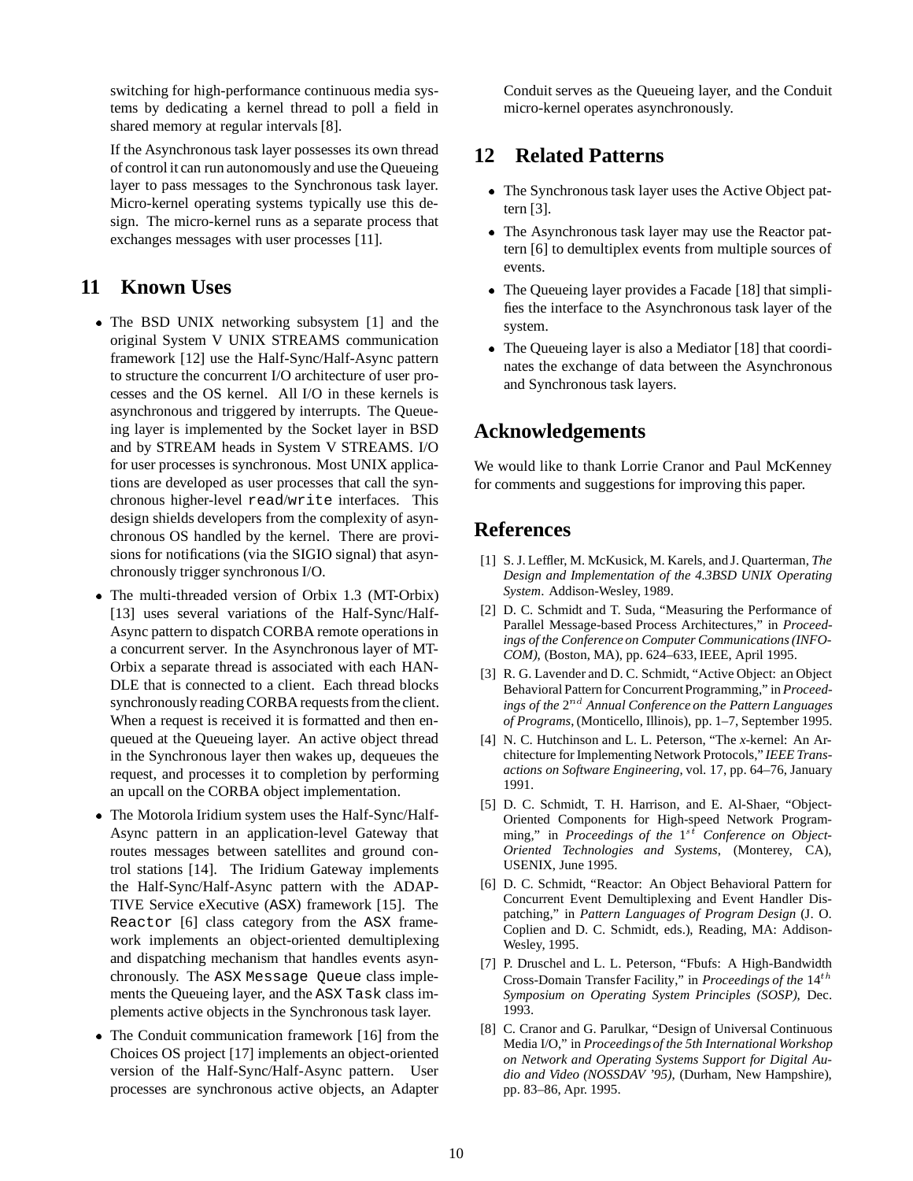switching for high-performance continuous media systems by dedicating a kernel thread to poll a field in shared memory at regular intervals [8].

If the Asynchronous task layer possesses its own thread of control it can run autonomously and use the Queueing layer to pass messages to the Synchronous task layer. Micro-kernel operating systems typically use this design. The micro-kernel runs as a separate process that exchanges messages with user processes [11].

## 11 Known Uses

- The BSD UNIX networking subsystem [1] and the original System V UNIX STREAMS communication framework [12] use the Half-Sync/Half-Async pattern to structure the concurrent I/O architecture of user processes and the OS kernel. All I/O in these kernels is asynchronous and triggered by interrupts. The Queueing layer is implemented by the Socket layer in BSD and by STREAM heads in System V STREAMS. I/O for user processes is synchronous. Most UNIX applications are developed as user processes that call the synchronous higher-level `read`/`write` interfaces. This design shields developers from the complexity of asynchronous OS handled by the kernel. There are provisions for notifications (via the SIGIO signal) that asynchronously trigger synchronous I/O.
- The multi-threaded version of Orbix 1.3 (MT-Orbix) [13] uses several variations of the Half-Sync/Half-Async pattern to dispatch CORBA remote operations in a concurrent server. In the Asynchronous layer of MT-Orbix a separate thread is associated with each HANDLE that is connected to a client. Each thread blocks synchronously reading CORBA requests from the client. When a request is received it is formatted and then enqueued at the Queueing layer. An active object thread in the Synchronous layer then wakes up, dequeues the request, and processes it to completion by performing an upcall on the CORBA object implementation.
- The Motorola Iridium system uses the Half-Sync/Half-Async pattern in an application-level Gateway that routes messages between satellites and ground control stations [14]. The Iridium Gateway implements the Half-Sync/Half-Async pattern with the ADAPTIVE Service eXecutive (`ASX`) framework [15]. The `Reactor` [6] class category from the `ASX` framework implements an object-oriented demultiplexing and dispatching mechanism that handles events asynchronously. The `ASX Message Queue` class implements the Queueing layer, and the `ASX Task` class implements active objects in the Synchronous task layer.
- The Conduit communication framework [16] from the Choices OS project [17] implements an object-oriented version of the Half-Sync/Half-Async pattern. User processes are synchronous active objects, an Adapter Conduit serves as the Queueing layer, and the Conduit micro-kernel operates asynchronously.

## 12 Related Patterns

- The Synchronous task layer uses the Active Object pattern [3].
- The Asynchronous task layer may use the Reactor pattern [6] to demultiplex events from multiple sources of events.
- The Queueing layer provides a Facade [18] that simplifies the interface to the Asynchronous task layer of the system.
- The Queueing layer is also a Mediator [18] that coordinates the exchange of data between the Asynchronous and Synchronous task layers.

## Acknowledgements

We would like to thank Lorrie Cranor and Paul McKenney for comments and suggestions for improving this paper.

## References

[1] S. J. Leffler, M. McKusick, M. Karels, and J. Quarterman, *The Design and Implementation of the 4.3BSD UNIX Operating System*. Addison-Wesley, 1989.

[2] D. C. Schmidt and T. Suda, "Measuring the Performance of Parallel Message-based Process Architectures," in *Proceedings of the Conference on Computer Communications (INFOCOM)*, (Boston, MA), pp. 624–633, IEEE, April 1995.

[3] R. G. Lavender and D. C. Schmidt, "Active Object: an Object Behavioral Pattern for Concurrent Programming," in *Proceedings of the* $2^{nd}$ *Annual Conference on the Pattern Languages of Programs*, (Monticello, Illinois), pp. 1–7, September 1995.

[4] N. C. Hutchinson and L. L. Peterson, "The *x*-kernel: An Architecture for Implementing Network Protocols," *IEEE Transactions on Software Engineering*, vol. 17, pp. 64–76, January 1991.

[5] D. C. Schmidt, T. H. Harrison, and E. Al-Shaer, "Object-Oriented Components for High-speed Network Programming," in *Proceedings of the* $1^{st}$ *Conference on Object-Oriented Technologies and Systems*, (Monterey, CA), USENIX, June 1995.

[6] D. C. Schmidt, "Reactor: An Object Behavioral Pattern for Concurrent Event Demultiplexing and Event Handler Dispatching," in *Pattern Languages of Program Design* (J. O. Coplien and D. C. Schmidt, eds.), Reading, MA: Addison-Wesley, 1995.

[7] P. Druschel and L. L. Peterson, "Fbufs: A High-Bandwidth Cross-Domain Transfer Facility," in *Proceedings of the* $14^{th}$ *Symposium on Operating System Principles (SOSP)*, Dec. 1993.

[8] C. Cranor and G. Parulkar, "Design of Universal Continuous Media I/O," in *Proceedings of the 5th International Workshop on Network and Operating Systems Support for Digital Audio and Video (NOSSDAV '95)*, (Durham, New Hampshire), pp. 83–86, Apr. 1995.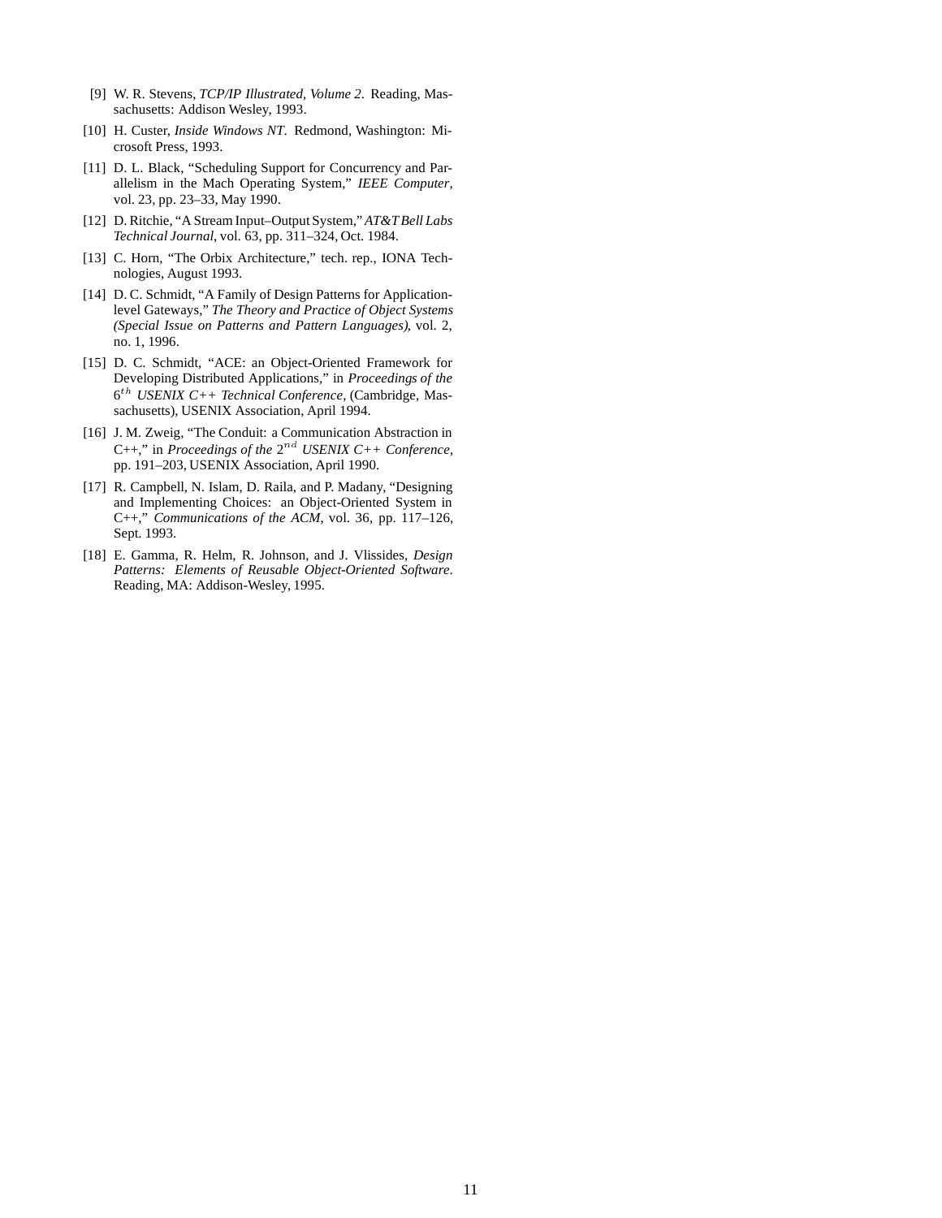[9] W. R. Stevens, *TCP/IP Illustrated, Volume 2*. Reading, Massachusetts: Addison Wesley, 1993.

[10] H. Custer, *Inside Windows NT*. Redmond, Washington: Microsoft Press, 1993.

[11] D. L. Black, "Scheduling Support for Concurrency and Parallelism in the Mach Operating System," *IEEE Computer*, vol. 23, pp. 23–33, May 1990.

[12] D. Ritchie, "A Stream Input–Output System," *AT&T Bell Labs Technical Journal*, vol. 63, pp. 311–324, Oct. 1984.

[13] C. Horn, "The Orbix Architecture," tech. rep., IONA Technologies, August 1993.

[14] D. C. Schmidt, "A Family of Design Patterns for Application-level Gateways," *The Theory and Practice of Object Systems (Special Issue on Patterns and Pattern Languages)*, vol. 2, no. 1, 1996.

[15] D. C. Schmidt, "ACE: an Object-Oriented Framework for Developing Distributed Applications," in *Proceedings of the* $6^{th}$ *USENIX C++ Technical Conference*, (Cambridge, Massachusetts), USENIX Association, April 1994.

[16] J. M. Zweig, "The Conduit: a Communication Abstraction in C++," in *Proceedings of the* $2^{nd}$ *USENIX C++ Conference*, pp. 191–203, USENIX Association, April 1990.

[17] R. Campbell, N. Islam, D. Raila, and P. Madany, "Designing and Implementing Choices: an Object-Oriented System in C++," *Communications of the ACM*, vol. 36, pp. 117–126, Sept. 1993.

[18] E. Gamma, R. Helm, R. Johnson, and J. Vlissides, *Design Patterns: Elements of Reusable Object-Oriented Software*. Reading, MA: Addison-Wesley, 1995.